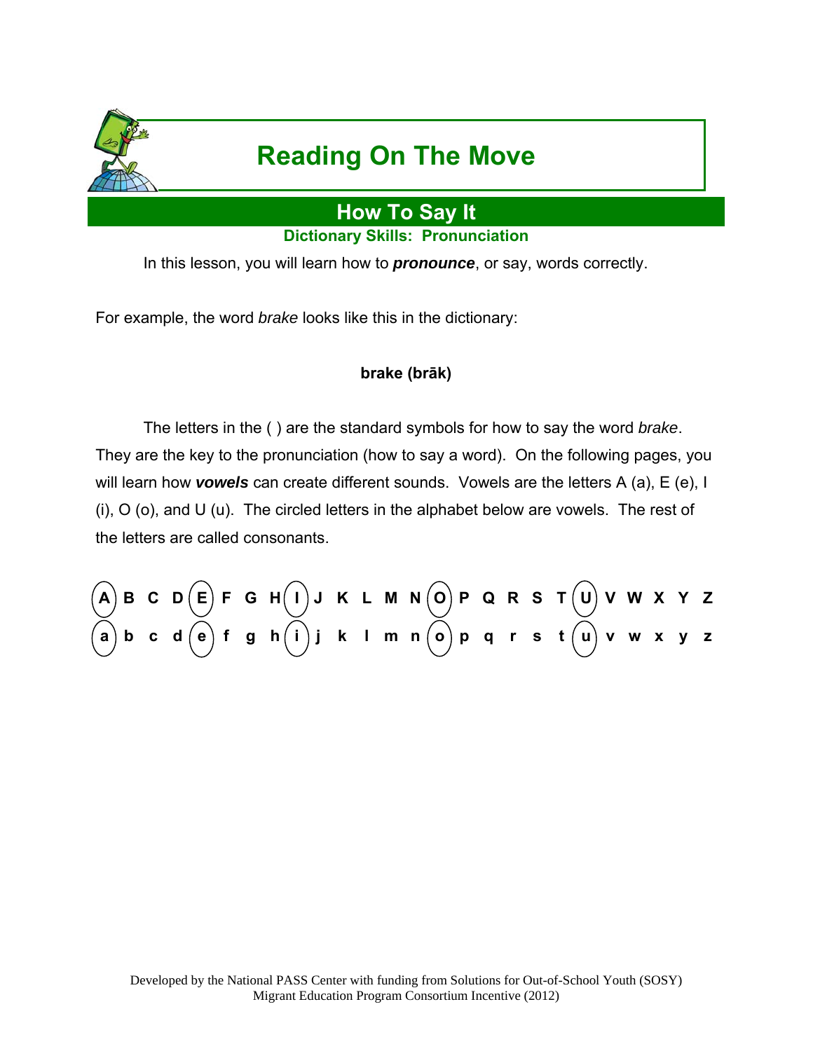# Reading On The Move

## How To Say It

### Dictionary Skills: Pronunciation

In this lesson, you will learn how to ***pronounce***, or say, words correctly.

For example, the word *brake* looks like this in the dictionary:

**brake (brāk)**

The letters in the ( ) are the standard symbols for how to say the word *brake*. They are the key to the pronunciation (how to say a word). On the following pages, you will learn how ***vowels*** can create different sounds. Vowels are the letters A (a), E (e), I (i), O (o), and U (u). The circled letters in the alphabet below are vowels. The rest of the letters are called consonants.

**(A) B C D (E) F G H (I) J K L M N (O) P Q R S T (U) V W X Y Z**

**(a) b c d (e) f g h (i) j k l m n (o) p q r s t (u) v w x y z**

Developed by the National PASS Center with funding from Solutions for Out-of-School Youth (SOSY) Migrant Education Program Consortium Incentive (2012)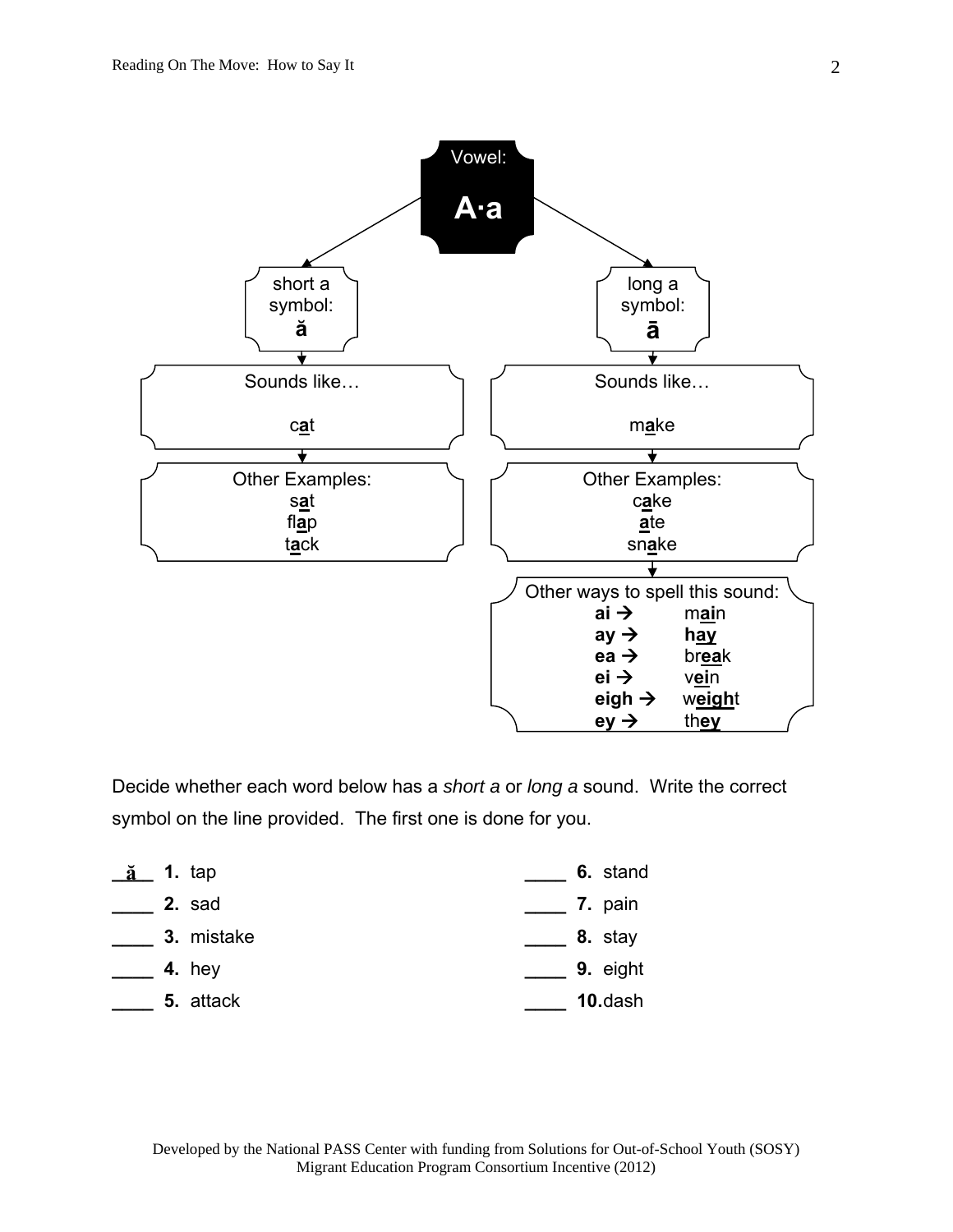**Vowel:**

# A·a

| short a symbol: **ă** | long a symbol: **ā** |
|---|---|
| Sounds like… c**a**t | Sounds like… m**a**ke |
| Other Examples: s**a**t, fl**a**p, t**a**ck | Other Examples: c**a**ke, **a**te, sn**a**ke |

Other ways to spell this sound:

- **ai →** m**ai**n
- **ay →** h**ay**
- **ea →** br**ea**k
- **ei →** v**ei**n
- **eigh →** w**eigh**t
- **ey →** th**ey**

Decide whether each word below has a *short a* or *long a* sound. Write the correct symbol on the line provided. The first one is done for you.

__ă__ **1.** tap

____ **2.** sad

____ **3.** mistake

____ **4.** hey

____ **5.** attack

____ **6.** stand

____ **7.** pain

____ **8.** stay

____ **9.** eight

____ **10.** dash

Developed by the National PASS Center with funding from Solutions for Out-of-School Youth (SOSY) Migrant Education Program Consortium Incentive (2012)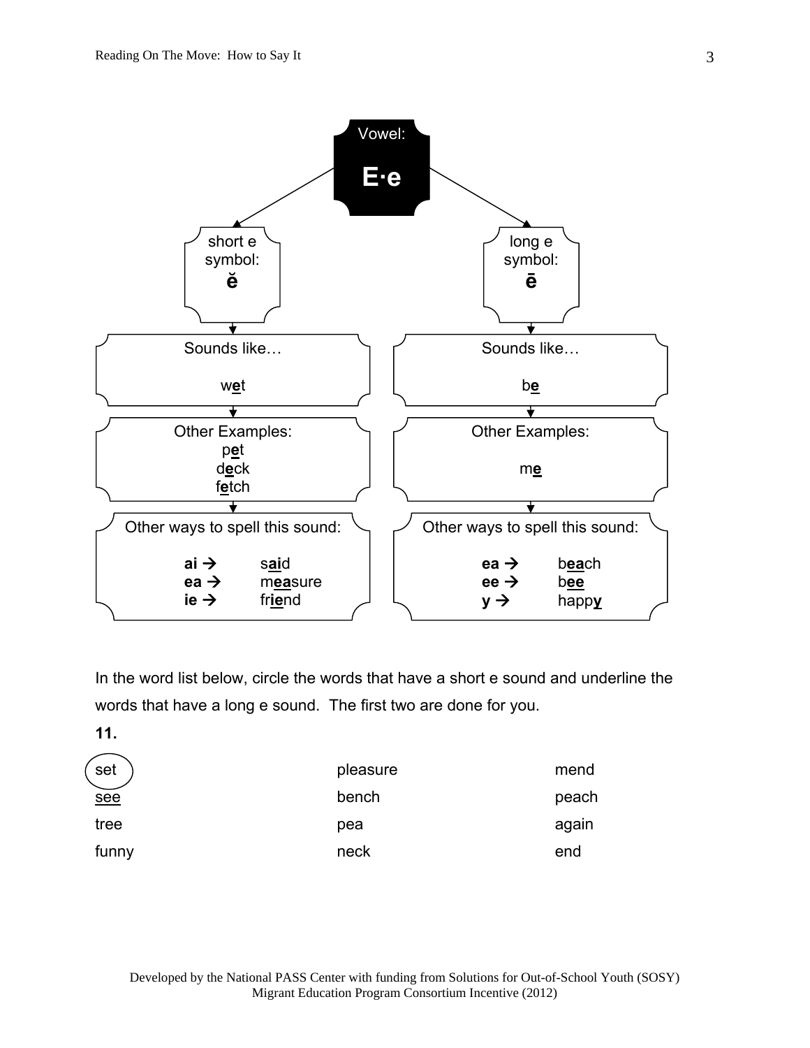**Vowel:**

# E·e

| short e | long e |
|---|---|
| symbol: **ĕ** | symbol: **ē** |
| **Sounds like…** | **Sounds like…** |
| w**e**t | b**e** |
| **Other Examples:** | **Other Examples:** |
| p**e**t<br>d**e**ck<br>f**e**tch | m**e** |
| **Other ways to spell this sound:** | **Other ways to spell this sound:** |
| **ai** → s**ai**d<br>**ea** → m**ea**sure<br>**ie** → fr**ie**nd | **ea** → b**ea**ch<br>**ee** → b**ee**<br>**y** → happ**y** |

In the word list below, circle the words that have a short e sound and underline the words that have a long e sound. The first two are done for you.

**11.**

| | | |
|---|---|---|
| (set) | pleasure | mend |
| <u>see</u> | bench | peach |
| tree | pea | again |
| funny | neck | end |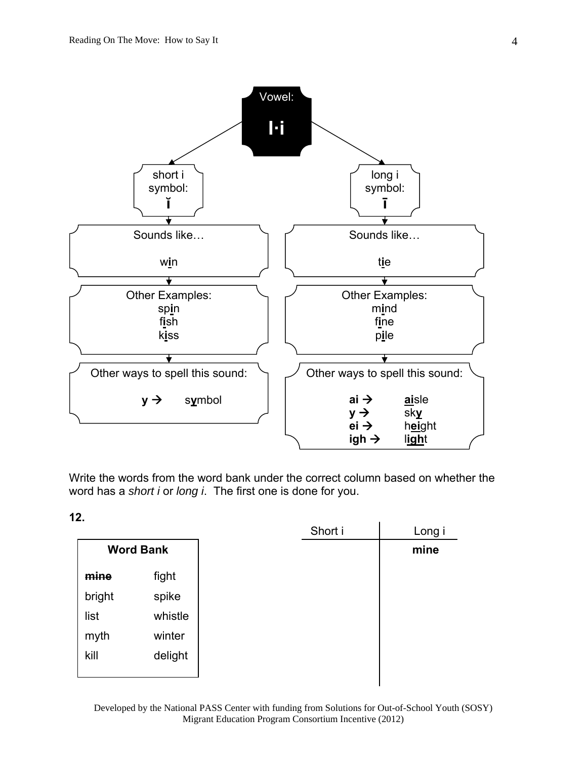**Vowel: I·i**

**short i** symbol: ĭ

Sounds like…

w**i**n

Other Examples:

sp**i**n
f**i**sh
k**i**ss

Other ways to spell this sound:

**y →** s**y**mbol

**long i** symbol: ī

Sounds like…

t**i**e

Other Examples:

m**i**nd
f**i**ne
p**i**le

Other ways to spell this sound:

**ai →** **ai**sle
**y →** sk**y**
**ei →** h**ei**ght
**igh →** l**igh**t

Write the words from the word bank under the correct column based on whether the word has a *short i* or *long i*. The first one is done for you.

**12.**

| **Word Bank** | |
|---|---|
| ~~mine~~ | fight |
| bright | spike |
| list | whistle |
| myth | winter |
| kill | delight |

| Short i | Long i |
|---|---|
| | **mine** |
| | |
| | |
| | |
| | |
| | |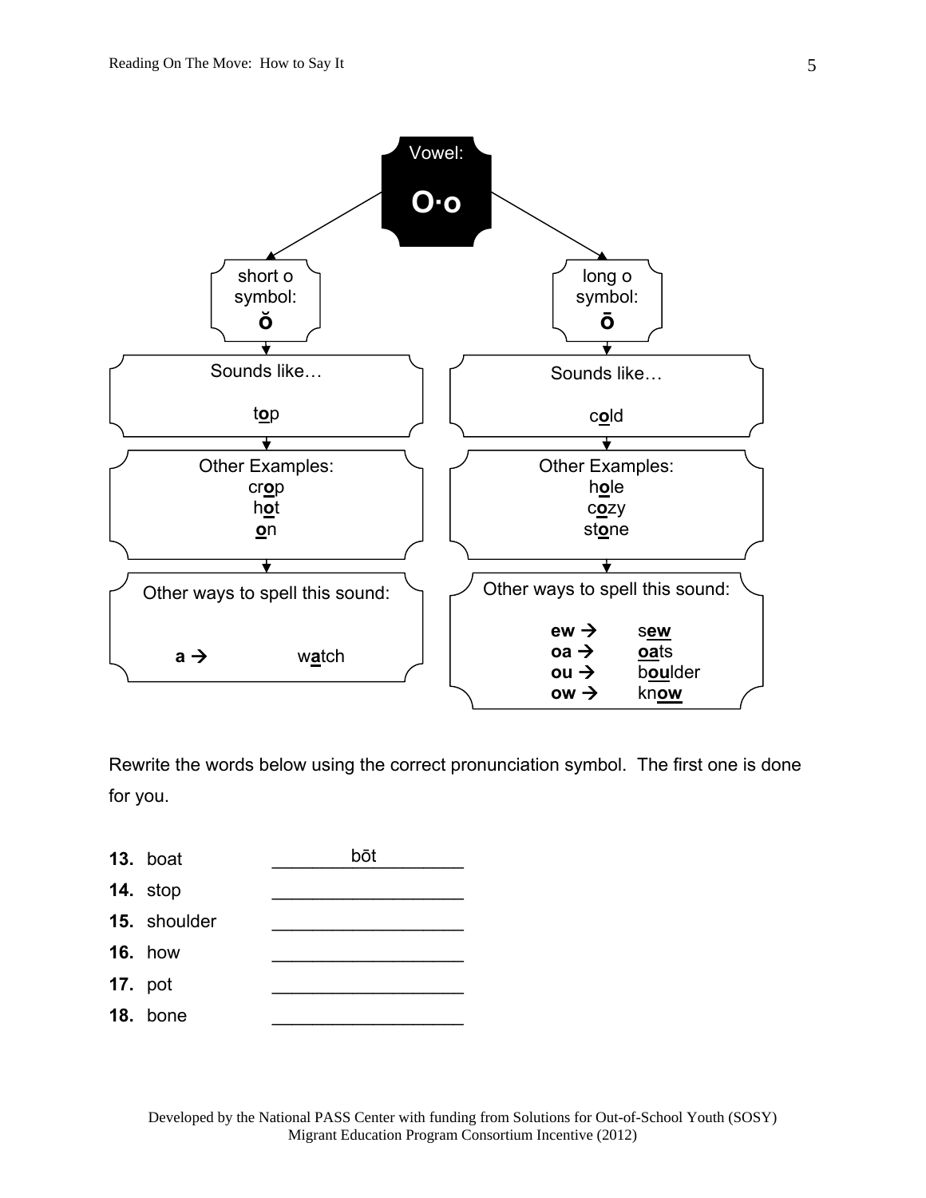**Vowel: O·o**

**short o**
symbol: **ŏ**

Sounds like…

t**o**p

Other Examples:
cr**o**p
h**o**t
**o**n

Other ways to spell this sound:

**a →** w**a**tch

**long o**
symbol: **ō**

Sounds like…

c**o**ld

Other Examples:
h**o**le
c**o**zy
st**o**ne

Other ways to spell this sound:

**ew →** s**ew**
**oa →** **oa**ts
**ou →** b**ou**lder
**ow →** kn**ow**

Rewrite the words below using the correct pronunciation symbol. The first one is done for you.

**13.** boat ____bōt____
**14.** stop ____________
**15.** shoulder ____________
**16.** how ____________
**17.** pot ____________
**18.** bone ____________

Developed by the National PASS Center with funding from Solutions for Out-of-School Youth (SOSY) Migrant Education Program Consortium Incentive (2012)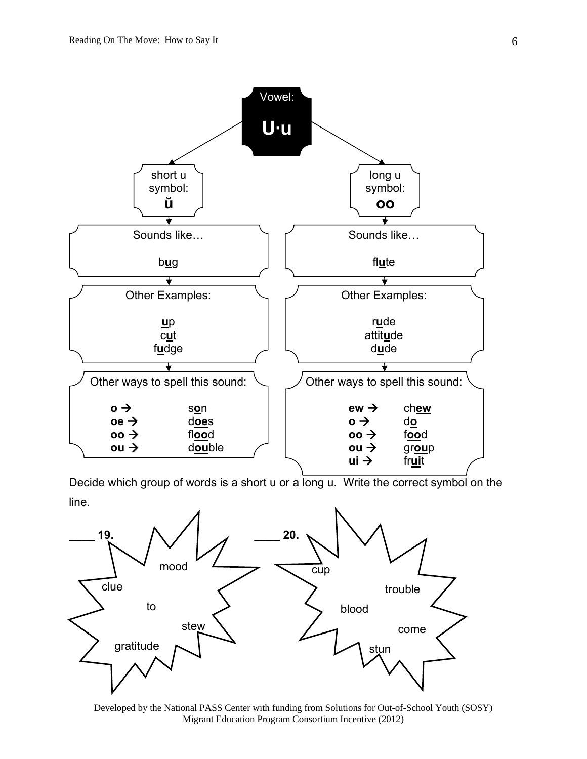**Vowel: U·u**

| short u | long u |
| --- | --- |
| symbol: **ŭ** | symbol: **oo** |
| Sounds like… b**u**g | Sounds like… fl**u**te |
| Other Examples: **u**p, c**u**t, f**u**dge | Other Examples: r**u**de, attit**u**de, d**u**de |
| Other ways to spell this sound: **o** → s**o**n; **oe** → d**oe**s; **oo** → fl**oo**d; **ou** → d**ou**ble | Other ways to spell this sound: **ew** → ch**ew**; **o** → d**o**; **oo** → f**oo**d; **ou** → gr**ou**p; **ui** → fr**ui**t |

Decide which group of words is a short u or a long u. Write the correct symbol on the line.

____ **19.**

mood
clue
to
stew
gratitude

____ **20.**

cup
trouble
blood
come
stun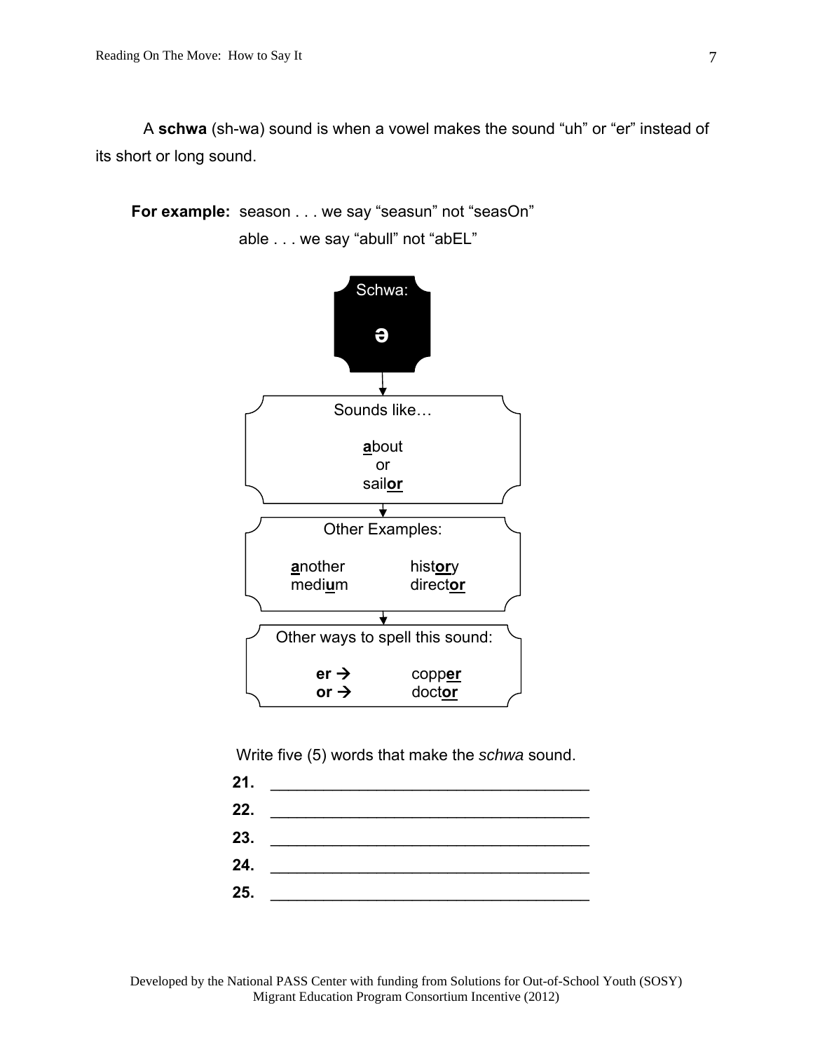A **schwa** (sh-wa) sound is when a vowel makes the sound "uh" or "er" instead of its short or long sound.

**For example:** season . . . we say "seasun" not "seasOn"
able . . . we say "abull" not "abEL"

**Schwa:**

**ə**

Sounds like…

**a**bout
or
sail**or**

Other Examples:

**a**nother — hist**or**y
medi**u**m — direct**or**

Other ways to spell this sound:

**er** → copp**er**
**or** → doct**or**

Write five (5) words that make the *schwa* sound.

**21.** ____________________________________

**22.** ____________________________________

**23.** ____________________________________

**24.** ____________________________________

**25.** ____________________________________

Developed by the National PASS Center with funding from Solutions for Out-of-School Youth (SOSY) Migrant Education Program Consortium Incentive (2012)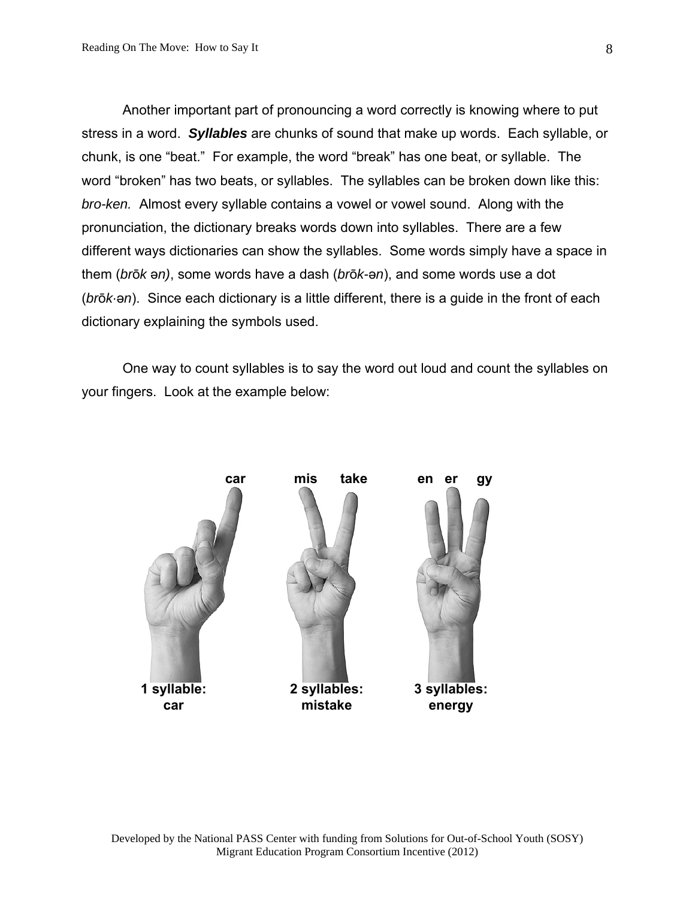Another important part of pronouncing a word correctly is knowing where to put stress in a word. ***Syllables*** are chunks of sound that make up words. Each syllable, or chunk, is one "beat." For example, the word "break" has one beat, or syllable. The word "broken" has two beats, or syllables. The syllables can be broken down like this: *bro-ken.* Almost every syllable contains a vowel or vowel sound. Along with the pronunciation, the dictionary breaks words down into syllables. There are a few different ways dictionaries can show the syllables. Some words simply have a space in them (*brōk ən)*, some words have a dash (*brōk-ən*), and some words use a dot (*brōk·ən*). Since each dictionary is a little different, there is a guide in the front of each dictionary explaining the symbols used.

One way to count syllables is to say the word out loud and count the syllables on your fingers. Look at the example below:

**car** — **1 syllable: car**

**mis take** — **2 syllables: mistake**

**en er gy** — **3 syllables: energy**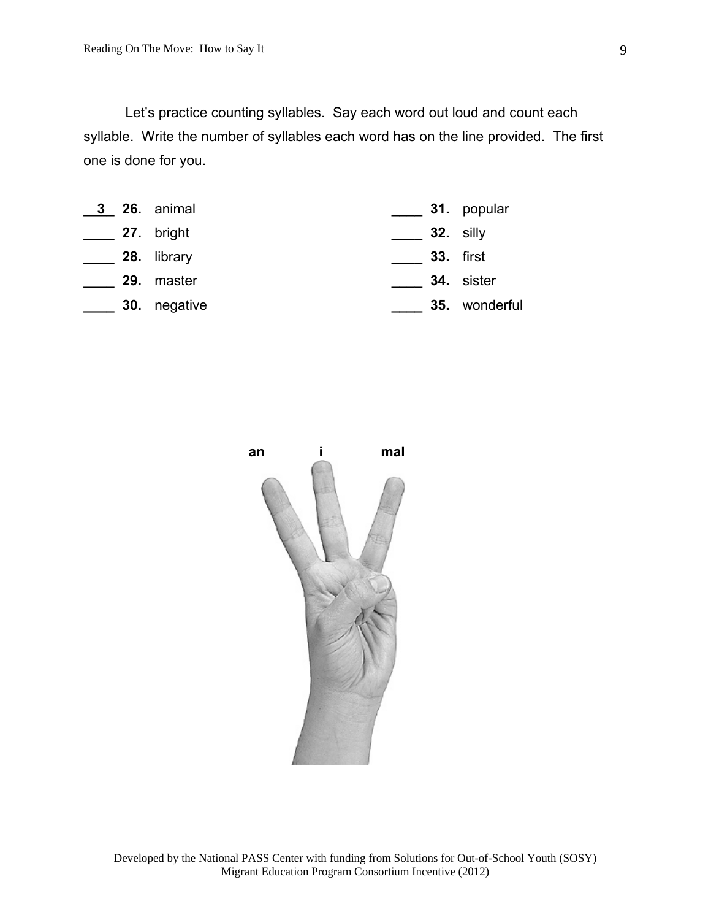Let's practice counting syllables. Say each word out loud and count each syllable. Write the number of syllables each word has on the line provided. The first one is done for you.

__3__ **26.** animal

____ **27.** bright

____ **28.** library

____ **29.** master

____ **30.** negative

____ **31.** popular

____ **32.** silly

____ **33.** first

____ **34.** sister

____ **35.** wonderful

**an** **i** **mal**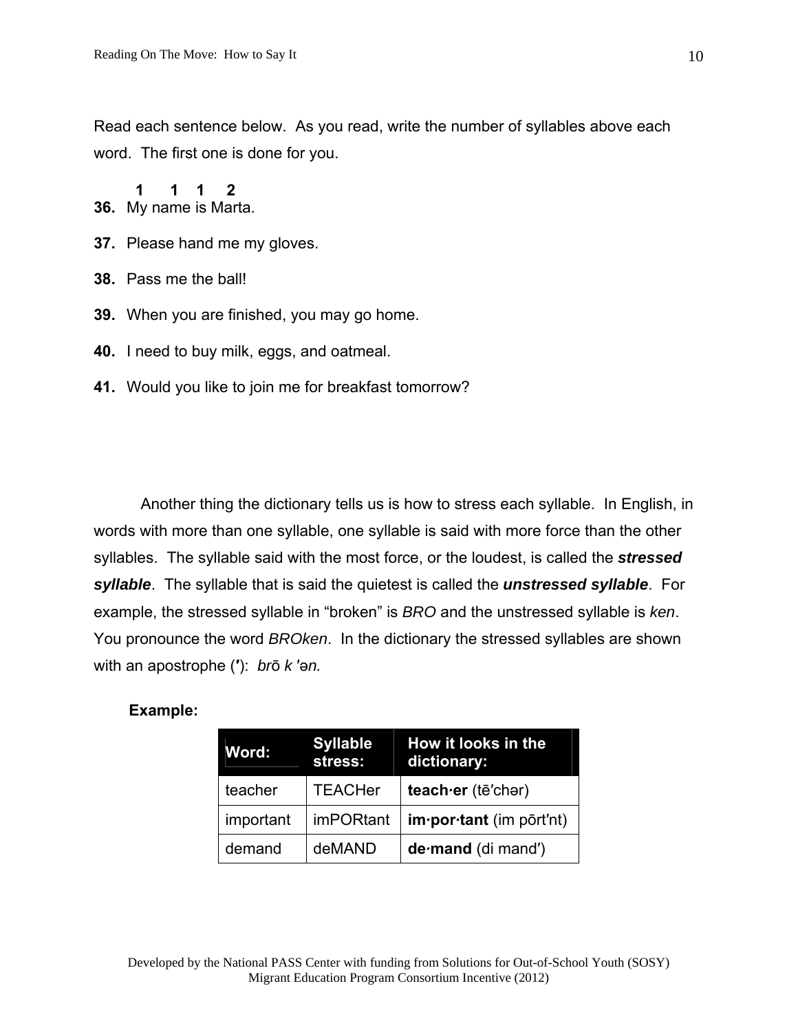Read each sentence below. As you read, write the number of syllables above each word. The first one is done for you.

```
      1    1   1   2
36. My name is Marta.
```

**37.** Please hand me my gloves.

**38.** Pass me the ball!

**39.** When you are finished, you may go home.

**40.** I need to buy milk, eggs, and oatmeal.

**41.** Would you like to join me for breakfast tomorrow?

Another thing the dictionary tells us is how to stress each syllable. In English, in words with more than one syllable, one syllable is said with more force than the other syllables. The syllable said with the most force, or the loudest, is called the ***stressed syllable***. The syllable that is said the quietest is called the ***unstressed syllable***. For example, the stressed syllable in "broken" is *BRO* and the unstressed syllable is *ken*. You pronounce the word *BROken*. In the dictionary the stressed syllables are shown with an apostrophe (**′**): *brō k ′ən.*

**Example:**

| Word: | Syllable stress: | How it looks in the dictionary: |
|---|---|---|
| teacher | TEACHer | **teach·er** (tē′chər) |
| important | imPORtant | **im·por·tant** (im pōrt′nt) |
| demand | deMAND | **de·mand** (di mand′) |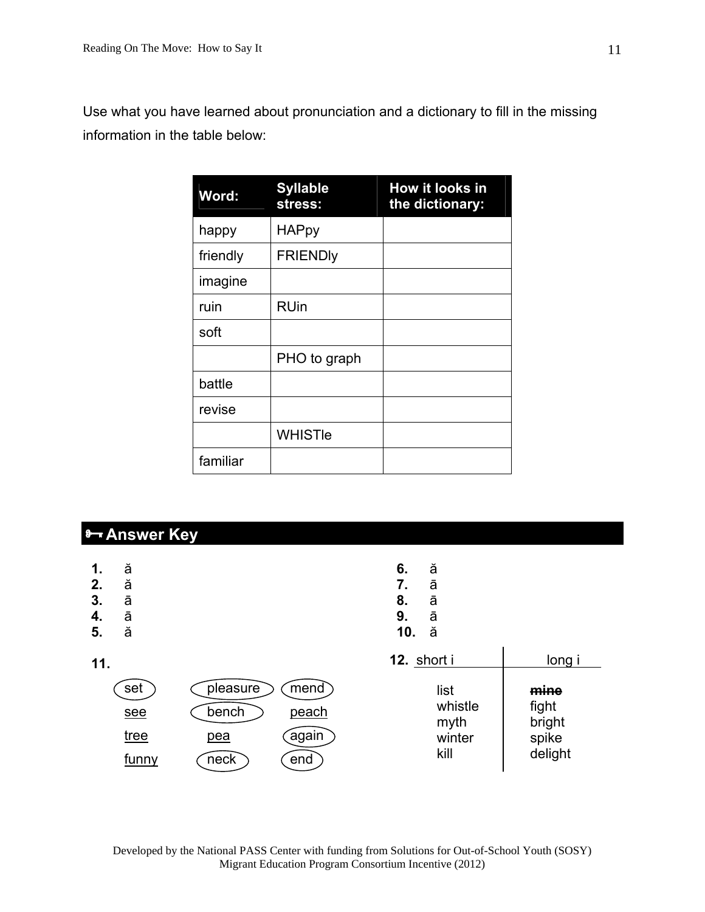Use what you have learned about pronunciation and a dictionary to fill in the missing information in the table below:

| Word: | Syllable stress: | How it looks in the dictionary: |
|---|---|---|
| happy | HAPpy | |
| friendly | FRIENDly | |
| imagine | | |
| ruin | RUin | |
| soft | | |
| | PHO to graph | |
| battle | | |
| revise | | |
| | WHISTle | |
| familiar | | |

## 🗝 Answer Key

1. ă
2. ă
3. ā
4. ā
5. ă
6. ă
7. ā
8. ā
9. ā
10. ă

**11.**

| | | |
|---|---|---|
| (set) | (pleasure) | (mend) |
| see | (bench) | peach |
| tree | pea | (again) |
| funny | (neck) | (end) |

**12.**

| short i | long i |
|---|---|
| list | ~~mine~~ |
| whistle | fight |
| myth | bright |
| winter | spike |
| kill | delight |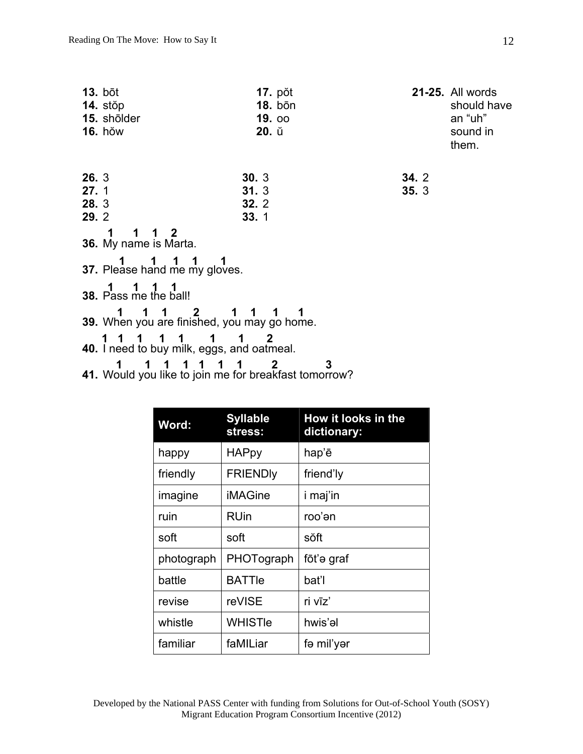**13.** bōt
**14.** stŏp
**15.** shōlder
**16.** hŏw

**17.** pŏt
**18.** bōn
**19.** oo
**20.** ŭ

**21-25.** All words should have an "uh" sound in them.

**26.** 3
**27.** 1
**28.** 3
**29.** 2

**30.** 3
**31.** 3
**32.** 2
**33.** 1

**34.** 2
**35.** 3

```
     1    1   1  2
36. My name is Marta.

       1      1   1   1     1
37. Please hand me my gloves.

      1    1   1   1
38. Pass me the ball!

       1    1   1      2       1   1    1    1
39. When you are finished, you may go home.

    1  1   1   1   1     1     1     2
40. I need to buy milk, eggs, and oatmeal.

       1     1   1   1  1   1   1      2         3
41. Would you like to join me for breakfast tomorrow?
```

| Word: | Syllable stress: | How it looks in the dictionary: |
|---|---|---|
| happy | HAPpy | hap'ē |
| friendly | FRIENDly | friend'ly |
| imagine | iMAGine | i maj'in |
| ruin | RUin | roo'ən |
| soft | soft | sŏft |
| photograph | PHOTograph | fōt'ə graf |
| battle | BATTle | bat'l |
| revise | reVISE | ri vīz' |
| whistle | WHISTle | hwis'əl |
| familiar | faMILiar | fə mil'yər |

Developed by the National PASS Center with funding from Solutions for Out-of-School Youth (SOSY) Migrant Education Program Consortium Incentive (2012)